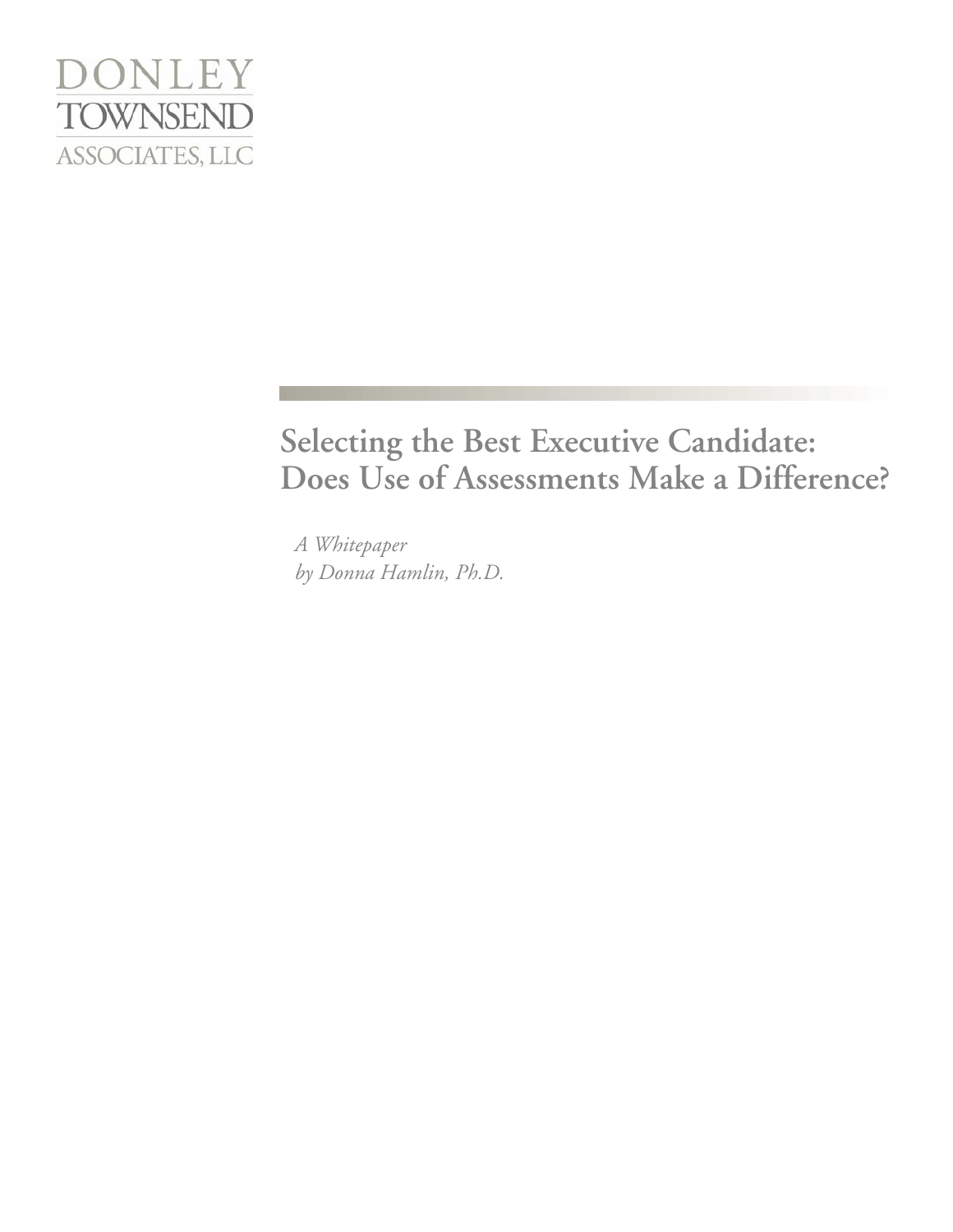DONLEY
TOWNSEND
ASSOCIATES, LLC

# Selecting the Best Executive Candidate: Does Use of Assessments Make a Difference?

*A Whitepaper*
*by Donna Hamlin, Ph.D.*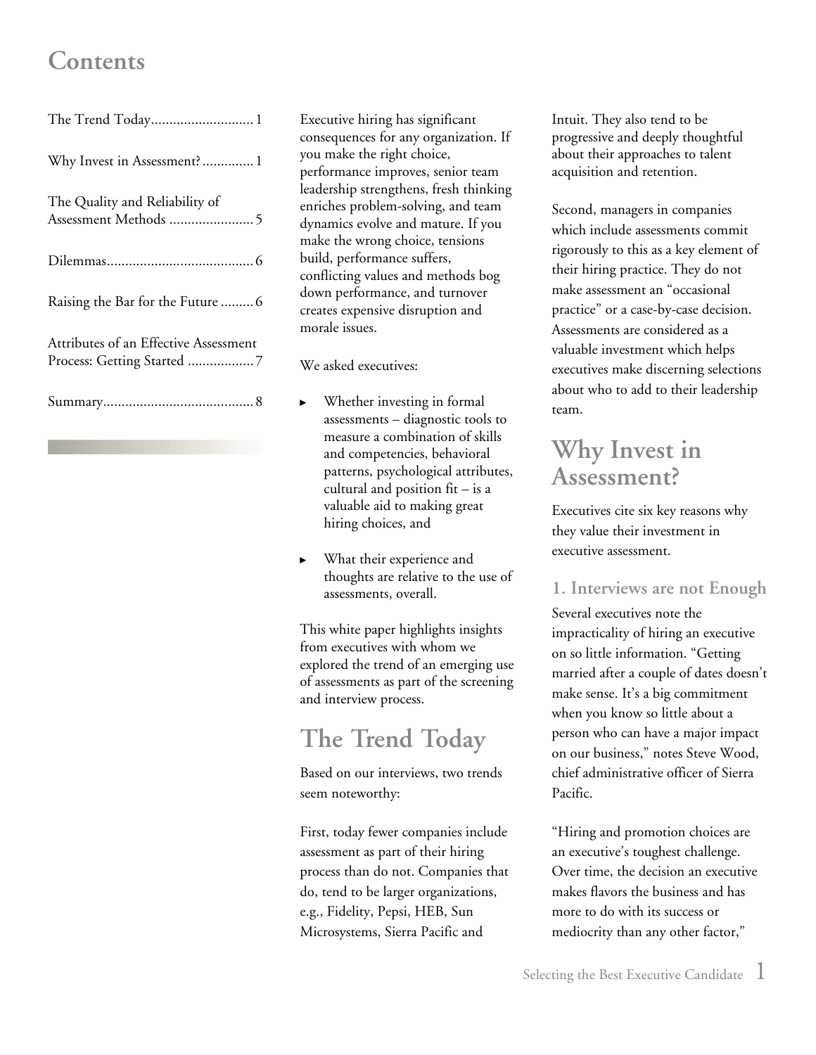# Contents

| | |
|---|---|
| The Trend Today | 1 |
| Why Invest in Assessment? | 1 |
| The Quality and Reliability of Assessment Methods | 5 |
| Dilemmas | 6 |
| Raising the Bar for the Future | 6 |
| Attributes of an Effective Assessment Process: Getting Started | 7 |
| Summary | 8 |

Executive hiring has significant consequences for any organization. If you make the right choice, performance improves, senior team leadership strengthens, fresh thinking enriches problem-solving, and team dynamics evolve and mature. If you make the wrong choice, tensions build, performance suffers, conflicting values and methods bog down performance, and turnover creates expensive disruption and morale issues.

We asked executives:

- Whether investing in formal assessments – diagnostic tools to measure a combination of skills and competencies, behavioral patterns, psychological attributes, cultural and position fit – is a valuable aid to making great hiring choices, and
- What their experience and thoughts are relative to the use of assessments, overall.

This white paper highlights insights from executives with whom we explored the trend of an emerging use of assessments as part of the screening and interview process.

## The Trend Today

Based on our interviews, two trends seem noteworthy:

First, today fewer companies include assessment as part of their hiring process than do not. Companies that do, tend to be larger organizations, e.g., Fidelity, Pepsi, HEB, Sun Microsystems, Sierra Pacific and Intuit. They also tend to be progressive and deeply thoughtful about their approaches to talent acquisition and retention.

Second, managers in companies which include assessments commit rigorously to this as a key element of their hiring practice. They do not make assessment an "occasional practice" or a case-by-case decision. Assessments are considered as a valuable investment which helps executives make discerning selections about who to add to their leadership team.

## Why Invest in Assessment?

Executives cite six key reasons why they value their investment in executive assessment.

### 1. Interviews are not Enough

Several executives note the impracticality of hiring an executive on so little information. "Getting married after a couple of dates doesn't make sense. It's a big commitment when you know so little about a person who can have a major impact on our business," notes Steve Wood, chief administrative officer of Sierra Pacific.

"Hiring and promotion choices are an executive's toughest challenge. Over time, the decision an executive makes flavors the business and has more to do with its success or mediocrity than any other factor,"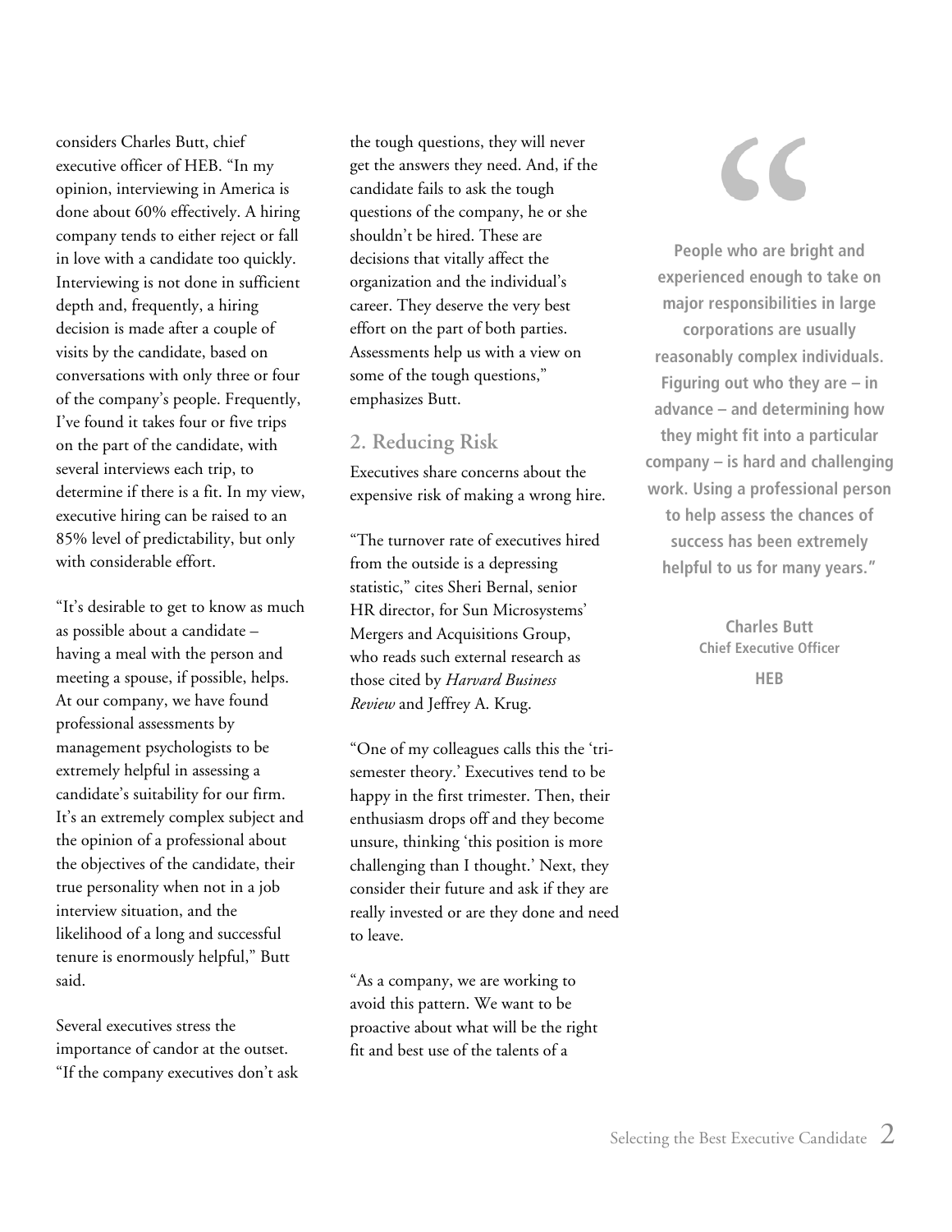considers Charles Butt, chief executive officer of HEB. "In my opinion, interviewing in America is done about 60% effectively. A hiring company tends to either reject or fall in love with a candidate too quickly. Interviewing is not done in sufficient depth and, frequently, a hiring decision is made after a couple of visits by the candidate, based on conversations with only three or four of the company's people. Frequently, I've found it takes four or five trips on the part of the candidate, with several interviews each trip, to determine if there is a fit. In my view, executive hiring can be raised to an 85% level of predictability, but only with considerable effort.

"It's desirable to get to know as much as possible about a candidate – having a meal with the person and meeting a spouse, if possible, helps. At our company, we have found professional assessments by management psychologists to be extremely helpful in assessing a candidate's suitability for our firm. It's an extremely complex subject and the opinion of a professional about the objectives of the candidate, their true personality when not in a job interview situation, and the likelihood of a long and successful tenure is enormously helpful," Butt said.

Several executives stress the importance of candor at the outset. "If the company executives don't ask the tough questions, they will never get the answers they need. And, if the candidate fails to ask the tough questions of the company, he or she shouldn't be hired. These are decisions that vitally affect the organization and the individual's career. They deserve the very best effort on the part of both parties. Assessments help us with a view on some of the tough questions," emphasizes Butt.

## 2. Reducing Risk

Executives share concerns about the expensive risk of making a wrong hire.

"The turnover rate of executives hired from the outside is a depressing statistic," cites Sheri Bernal, senior HR director, for Sun Microsystems' Mergers and Acquisitions Group, who reads such external research as those cited by *Harvard Business Review* and Jeffrey A. Krug.

"One of my colleagues calls this the 'tri-semester theory.' Executives tend to be happy in the first trimester. Then, their enthusiasm drops off and they become unsure, thinking 'this position is more challenging than I thought.' Next, they consider their future and ask if they are really invested or are they done and need to leave.

"As a company, we are working to avoid this pattern. We want to be proactive about what will be the right fit and best use of the talents of a

> **People who are bright and experienced enough to take on major responsibilities in large corporations are usually reasonably complex individuals. Figuring out who they are – in advance – and determining how they might fit into a particular company – is hard and challenging work. Using a professional person to help assess the chances of success has been extremely helpful to us for many years."**
>
> **Charles Butt**
> **Chief Executive Officer**
> **HEB**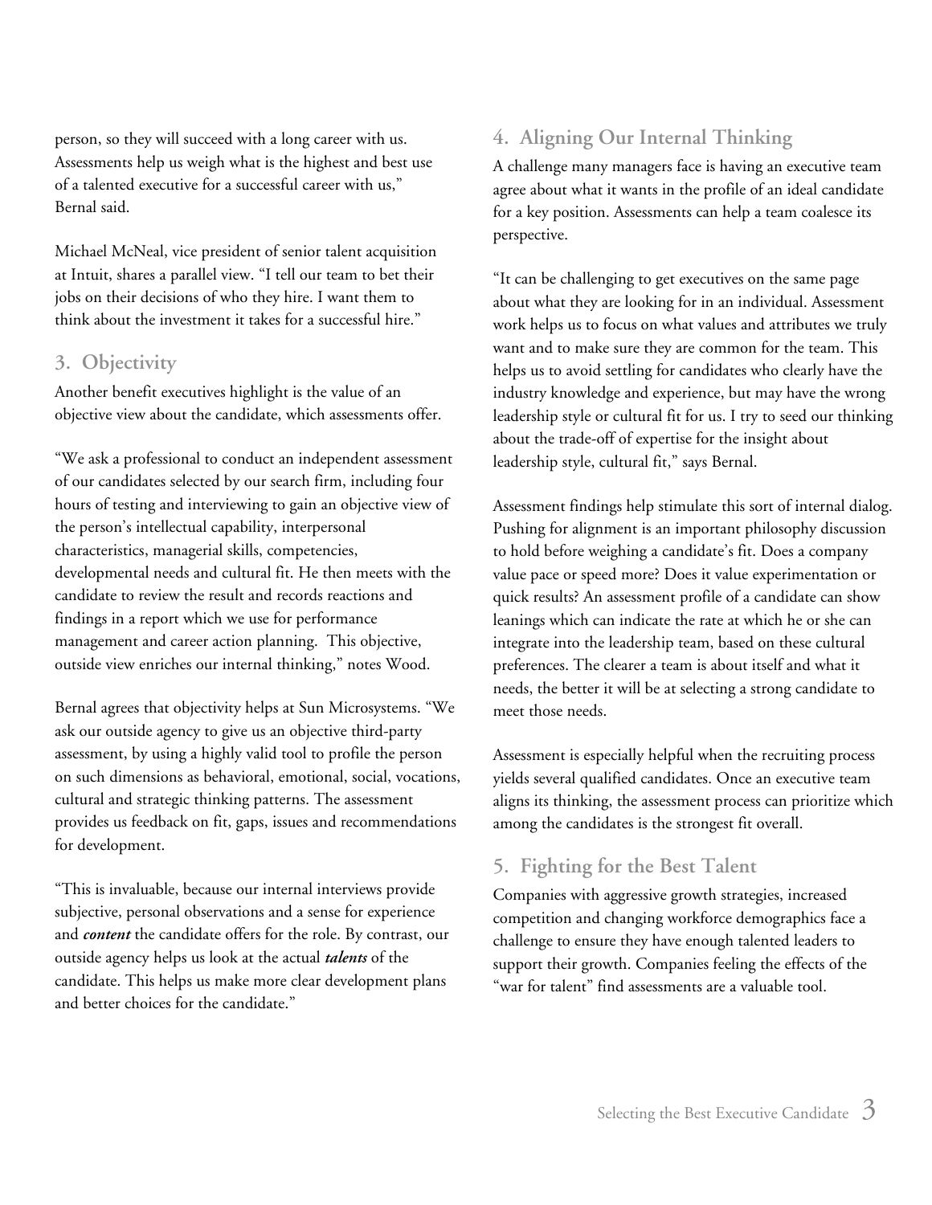person, so they will succeed with a long career with us. Assessments help us weigh what is the highest and best use of a talented executive for a successful career with us," Bernal said.

Michael McNeal, vice president of senior talent acquisition at Intuit, shares a parallel view. "I tell our team to bet their jobs on their decisions of who they hire. I want them to think about the investment it takes for a successful hire."

## 3. Objectivity

Another benefit executives highlight is the value of an objective view about the candidate, which assessments offer.

"We ask a professional to conduct an independent assessment of our candidates selected by our search firm, including four hours of testing and interviewing to gain an objective view of the person's intellectual capability, interpersonal characteristics, managerial skills, competencies, developmental needs and cultural fit. He then meets with the candidate to review the result and records reactions and findings in a report which we use for performance management and career action planning. This objective, outside view enriches our internal thinking," notes Wood.

Bernal agrees that objectivity helps at Sun Microsystems. "We ask our outside agency to give us an objective third-party assessment, by using a highly valid tool to profile the person on such dimensions as behavioral, emotional, social, vocations, cultural and strategic thinking patterns. The assessment provides us feedback on fit, gaps, issues and recommendations for development.

"This is invaluable, because our internal interviews provide subjective, personal observations and a sense for experience and ***content*** the candidate offers for the role. By contrast, our outside agency helps us look at the actual ***talents*** of the candidate. This helps us make more clear development plans and better choices for the candidate."

## 4. Aligning Our Internal Thinking

A challenge many managers face is having an executive team agree about what it wants in the profile of an ideal candidate for a key position. Assessments can help a team coalesce its perspective.

"It can be challenging to get executives on the same page about what they are looking for in an individual. Assessment work helps us to focus on what values and attributes we truly want and to make sure they are common for the team. This helps us to avoid settling for candidates who clearly have the industry knowledge and experience, but may have the wrong leadership style or cultural fit for us. I try to seed our thinking about the trade-off of expertise for the insight about leadership style, cultural fit," says Bernal.

Assessment findings help stimulate this sort of internal dialog. Pushing for alignment is an important philosophy discussion to hold before weighing a candidate's fit. Does a company value pace or speed more? Does it value experimentation or quick results? An assessment profile of a candidate can show leanings which can indicate the rate at which he or she can integrate into the leadership team, based on these cultural preferences. The clearer a team is about itself and what it needs, the better it will be at selecting a strong candidate to meet those needs.

Assessment is especially helpful when the recruiting process yields several qualified candidates. Once an executive team aligns its thinking, the assessment process can prioritize which among the candidates is the strongest fit overall.

## 5. Fighting for the Best Talent

Companies with aggressive growth strategies, increased competition and changing workforce demographics face a challenge to ensure they have enough talented leaders to support their growth. Companies feeling the effects of the "war for talent" find assessments are a valuable tool.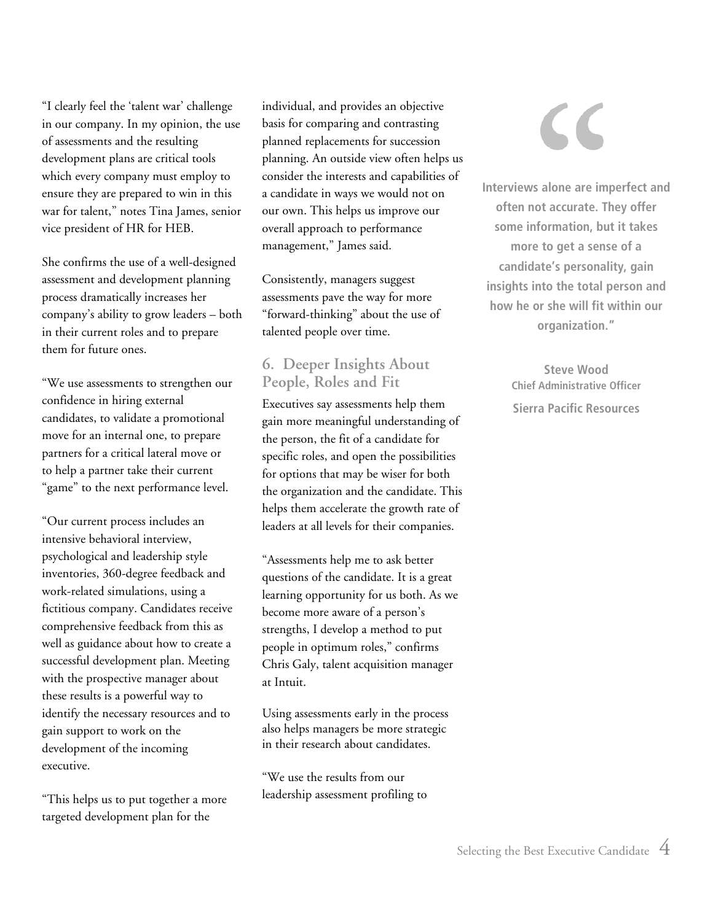"I clearly feel the 'talent war' challenge in our company. In my opinion, the use of assessments and the resulting development plans are critical tools which every company must employ to ensure they are prepared to win in this war for talent," notes Tina James, senior vice president of HR for HEB.

She confirms the use of a well-designed assessment and development planning process dramatically increases her company's ability to grow leaders – both in their current roles and to prepare them for future ones.

"We use assessments to strengthen our confidence in hiring external candidates, to validate a promotional move for an internal one, to prepare partners for a critical lateral move or to help a partner take their current "game" to the next performance level.

"Our current process includes an intensive behavioral interview, psychological and leadership style inventories, 360-degree feedback and work-related simulations, using a fictitious company. Candidates receive comprehensive feedback from this as well as guidance about how to create a successful development plan. Meeting with the prospective manager about these results is a powerful way to identify the necessary resources and to gain support to work on the development of the incoming executive.

"This helps us to put together a more targeted development plan for the individual, and provides an objective basis for comparing and contrasting planned replacements for succession planning. An outside view often helps us consider the interests and capabilities of a candidate in ways we would not on our own. This helps us improve our overall approach to performance management," James said.

Consistently, managers suggest assessments pave the way for more "forward-thinking" about the use of talented people over time.

## 6. Deeper Insights About People, Roles and Fit

Executives say assessments help them gain more meaningful understanding of the person, the fit of a candidate for specific roles, and open the possibilities for options that may be wiser for both the organization and the candidate. This helps them accelerate the growth rate of leaders at all levels for their companies.

"Assessments help me to ask better questions of the candidate. It is a great learning opportunity for us both. As we become more aware of a person's strengths, I develop a method to put people in optimum roles," confirms Chris Galy, talent acquisition manager at Intuit.

Using assessments early in the process also helps managers be more strategic in their research about candidates.

"We use the results from our leadership assessment profiling to

> **"Interviews alone are imperfect and often not accurate. They offer some information, but it takes more to get a sense of a candidate's personality, gain insights into the total person and how he or she will fit within our organization."**
>
> **Steve Wood**
> **Chief Administrative Officer**
> **Sierra Pacific Resources**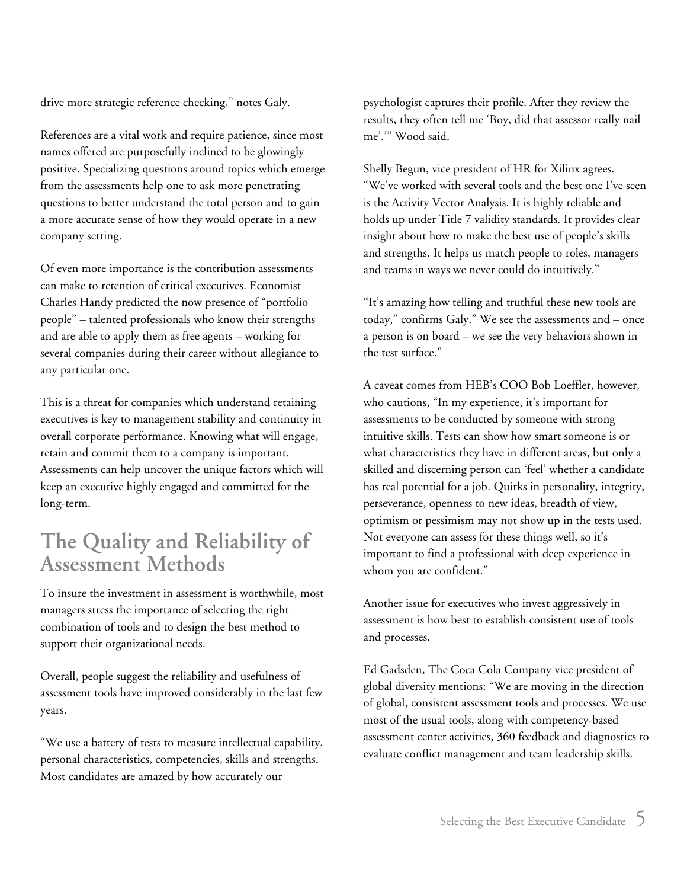drive more strategic reference checking," notes Galy.

References are a vital work and require patience, since most names offered are purposefully inclined to be glowingly positive. Specializing questions around topics which emerge from the assessments help one to ask more penetrating questions to better understand the total person and to gain a more accurate sense of how they would operate in a new company setting.

Of even more importance is the contribution assessments can make to retention of critical executives. Economist Charles Handy predicted the now presence of "portfolio people" – talented professionals who know their strengths and are able to apply them as free agents – working for several companies during their career without allegiance to any particular one.

This is a threat for companies which understand retaining executives is key to management stability and continuity in overall corporate performance. Knowing what will engage, retain and commit them to a company is important. Assessments can help uncover the unique factors which will keep an executive highly engaged and committed for the long-term.

## The Quality and Reliability of Assessment Methods

To insure the investment in assessment is worthwhile, most managers stress the importance of selecting the right combination of tools and to design the best method to support their organizational needs.

Overall, people suggest the reliability and usefulness of assessment tools have improved considerably in the last few years.

"We use a battery of tests to measure intellectual capability, personal characteristics, competencies, skills and strengths. Most candidates are amazed by how accurately our psychologist captures their profile. After they review the results, they often tell me 'Boy, did that assessor really nail me'.'" Wood said.

Shelly Begun, vice president of HR for Xilinx agrees. "We've worked with several tools and the best one I've seen is the Activity Vector Analysis. It is highly reliable and holds up under Title 7 validity standards. It provides clear insight about how to make the best use of people's skills and strengths. It helps us match people to roles, managers and teams in ways we never could do intuitively."

"It's amazing how telling and truthful these new tools are today," confirms Galy." We see the assessments and – once a person is on board – we see the very behaviors shown in the test surface."

A caveat comes from HEB's COO Bob Loeffler, however, who cautions, "In my experience, it's important for assessments to be conducted by someone with strong intuitive skills. Tests can show how smart someone is or what characteristics they have in different areas, but only a skilled and discerning person can 'feel' whether a candidate has real potential for a job. Quirks in personality, integrity, perseverance, openness to new ideas, breadth of view, optimism or pessimism may not show up in the tests used. Not everyone can assess for these things well, so it's important to find a professional with deep experience in whom you are confident."

Another issue for executives who invest aggressively in assessment is how best to establish consistent use of tools and processes.

Ed Gadsden, The Coca Cola Company vice president of global diversity mentions: "We are moving in the direction of global, consistent assessment tools and processes. We use most of the usual tools, along with competency-based assessment center activities, 360 feedback and diagnostics to evaluate conflict management and team leadership skills.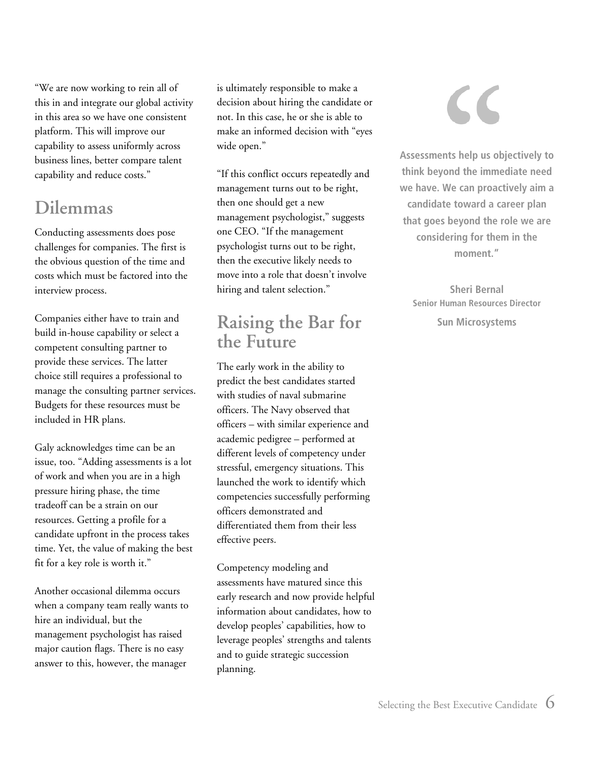"We are now working to rein all of this in and integrate our global activity in this area so we have one consistent platform. This will improve our capability to assess uniformly across business lines, better compare talent capability and reduce costs."

## Dilemmas

Conducting assessments does pose challenges for companies. The first is the obvious question of the time and costs which must be factored into the interview process.

Companies either have to train and build in-house capability or select a competent consulting partner to provide these services. The latter choice still requires a professional to manage the consulting partner services. Budgets for these resources must be included in HR plans.

Galy acknowledges time can be an issue, too. "Adding assessments is a lot of work and when you are in a high pressure hiring phase, the time tradeoff can be a strain on our resources. Getting a profile for a candidate upfront in the process takes time. Yet, the value of making the best fit for a key role is worth it."

Another occasional dilemma occurs when a company team really wants to hire an individual, but the management psychologist has raised major caution flags. There is no easy answer to this, however, the manager is ultimately responsible to make a decision about hiring the candidate or not. In this case, he or she is able to make an informed decision with "eyes wide open."

"If this conflict occurs repeatedly and management turns out to be right, then one should get a new management psychologist," suggests one CEO. "If the management psychologist turns out to be right, then the executive likely needs to move into a role that doesn't involve hiring and talent selection."

## Raising the Bar for the Future

The early work in the ability to predict the best candidates started with studies of naval submarine officers. The Navy observed that officers – with similar experience and academic pedigree – performed at different levels of competency under stressful, emergency situations. This launched the work to identify which competencies successfully performing officers demonstrated and differentiated them from their less effective peers.

Competency modeling and assessments have matured since this early research and now provide helpful information about candidates, how to develop peoples' capabilities, how to leverage peoples' strengths and talents and to guide strategic succession planning.

> **Assessments help us objectively to think beyond the immediate need we have. We can proactively aim a candidate toward a career plan that goes beyond the role we are considering for them in the moment."**
>
> **Sheri Bernal**
> **Senior Human Resources Director**
> **Sun Microsystems**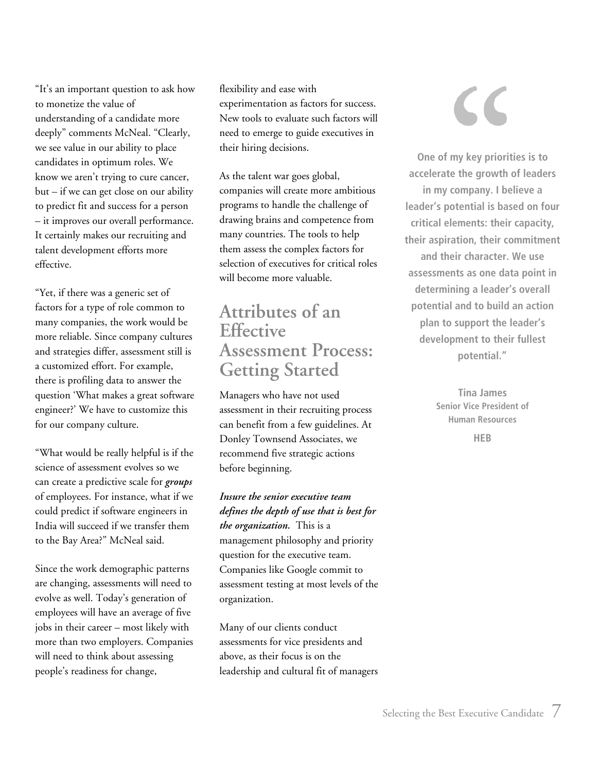"It's an important question to ask how to monetize the value of understanding of a candidate more deeply" comments McNeal. "Clearly, we see value in our ability to place candidates in optimum roles. We know we aren't trying to cure cancer, but – if we can get close on our ability to predict fit and success for a person – it improves our overall performance. It certainly makes our recruiting and talent development efforts more effective.

"Yet, if there was a generic set of factors for a type of role common to many companies, the work would be more reliable. Since company cultures and strategies differ, assessment still is a customized effort. For example, there is profiling data to answer the question 'What makes a great software engineer?' We have to customize this for our company culture.

"What would be really helpful is if the science of assessment evolves so we can create a predictive scale for ***groups*** of employees. For instance, what if we could predict if software engineers in India will succeed if we transfer them to the Bay Area?" McNeal said.

Since the work demographic patterns are changing, assessments will need to evolve as well. Today's generation of employees will have an average of five jobs in their career – most likely with more than two employers. Companies will need to think about assessing people's readiness for change, flexibility and ease with experimentation as factors for success. New tools to evaluate such factors will need to emerge to guide executives in their hiring decisions.

As the talent war goes global, companies will create more ambitious programs to handle the challenge of drawing brains and competence from many countries. The tools to help them assess the complex factors for selection of executives for critical roles will become more valuable.

## Attributes of an Effective Assessment Process: Getting Started

Managers who have not used assessment in their recruiting process can benefit from a few guidelines. At Donley Townsend Associates, we recommend five strategic actions before beginning.

***Insure the senior executive team defines the depth of use that is best for the organization.*** This is a management philosophy and priority question for the executive team. Companies like Google commit to assessment testing at most levels of the organization.

Many of our clients conduct assessments for vice presidents and above, as their focus is on the leadership and cultural fit of managers

> **"One of my key priorities is to accelerate the growth of leaders in my company. I believe a leader's potential is based on four critical elements: their capacity, their aspiration, their commitment and their character. We use assessments as one data point in determining a leader's overall potential and to build an action plan to support the leader's development to their fullest potential."**
>
> **Tina James**
> **Senior Vice President of Human Resources**
> **HEB**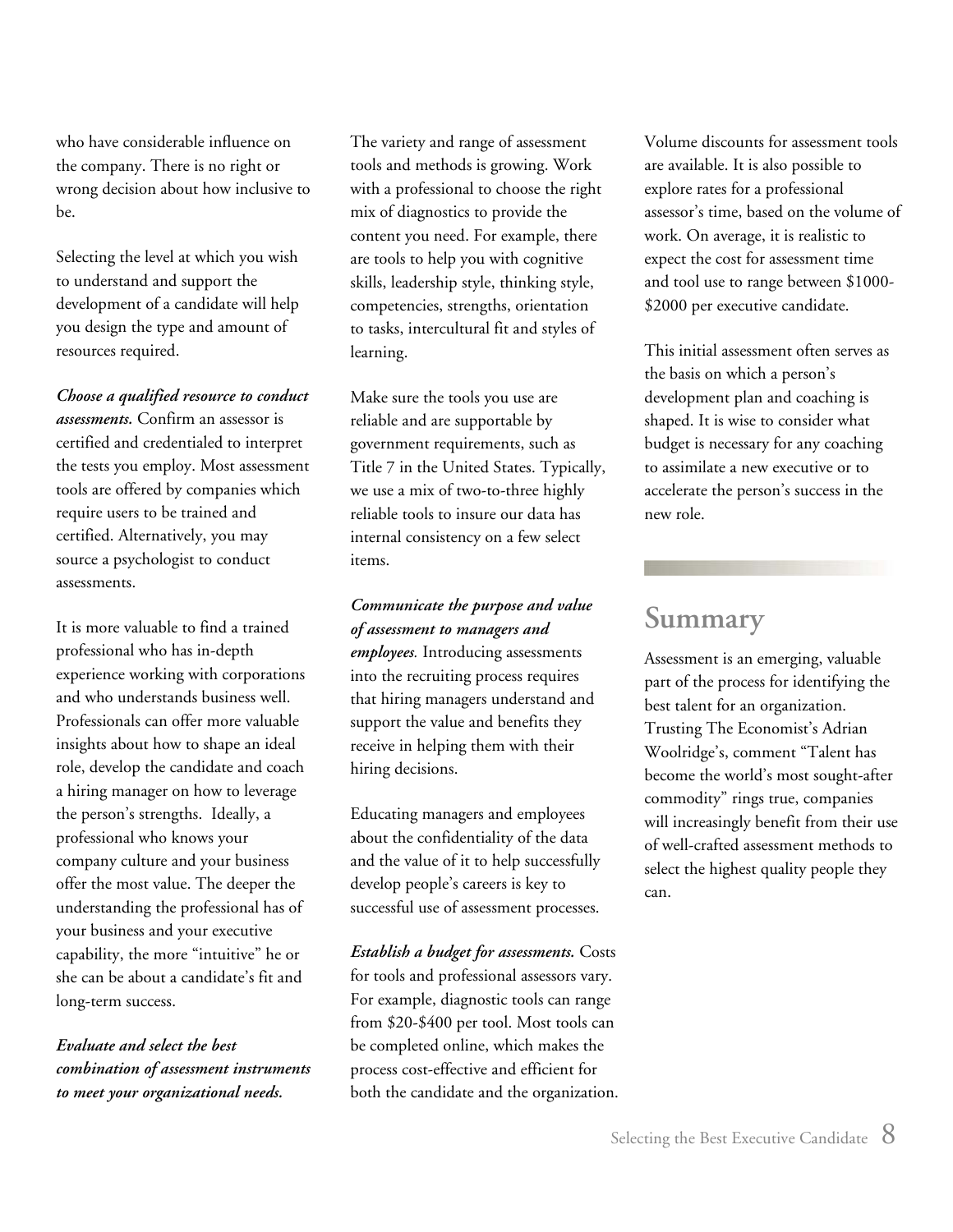who have considerable influence on the company. There is no right or wrong decision about how inclusive to be.

Selecting the level at which you wish to understand and support the development of a candidate will help you design the type and amount of resources required.

***Choose a qualified resource to conduct assessments.*** Confirm an assessor is certified and credentialed to interpret the tests you employ. Most assessment tools are offered by companies which require users to be trained and certified. Alternatively, you may source a psychologist to conduct assessments.

It is more valuable to find a trained professional who has in-depth experience working with corporations and who understands business well. Professionals can offer more valuable insights about how to shape an ideal role, develop the candidate and coach a hiring manager on how to leverage the person's strengths. Ideally, a professional who knows your company culture and your business offer the most value. The deeper the understanding the professional has of your business and your executive capability, the more "intuitive" he or she can be about a candidate's fit and long-term success.

***Evaluate and select the best combination of assessment instruments to meet your organizational needs.***

The variety and range of assessment tools and methods is growing. Work with a professional to choose the right mix of diagnostics to provide the content you need. For example, there are tools to help you with cognitive skills, leadership style, thinking style, competencies, strengths, orientation to tasks, intercultural fit and styles of learning.

Make sure the tools you use are reliable and are supportable by government requirements, such as Title 7 in the United States. Typically, we use a mix of two-to-three highly reliable tools to insure our data has internal consistency on a few select items.

***Communicate the purpose and value of assessment to managers and employees.*** Introducing assessments into the recruiting process requires that hiring managers understand and support the value and benefits they receive in helping them with their hiring decisions.

Educating managers and employees about the confidentiality of the data and the value of it to help successfully develop people's careers is key to successful use of assessment processes.

***Establish a budget for assessments.*** Costs for tools and professional assessors vary. For example, diagnostic tools can range from $20-$400 per tool. Most tools can be completed online, which makes the process cost-effective and efficient for both the candidate and the organization.

Volume discounts for assessment tools are available. It is also possible to explore rates for a professional assessor's time, based on the volume of work. On average, it is realistic to expect the cost for assessment time and tool use to range between $1000-$2000 per executive candidate.

This initial assessment often serves as the basis on which a person's development plan and coaching is shaped. It is wise to consider what budget is necessary for any coaching to assimilate a new executive or to accelerate the person's success in the new role.

## Summary

Assessment is an emerging, valuable part of the process for identifying the best talent for an organization. Trusting The Economist's Adrian Woolridge's, comment "Talent has become the world's most sought-after commodity" rings true, companies will increasingly benefit from their use of well-crafted assessment methods to select the highest quality people they can.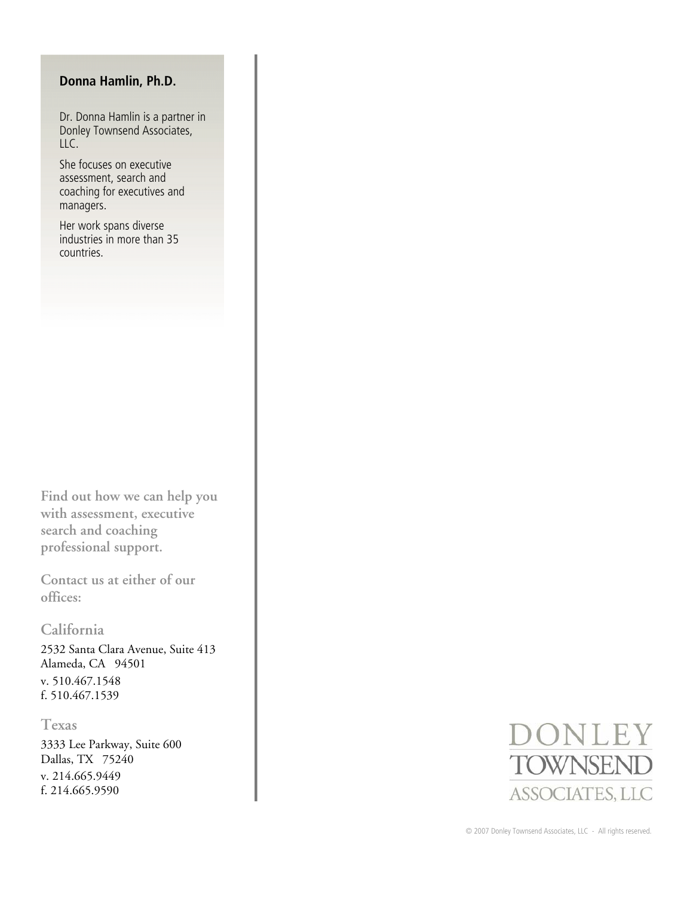### Donna Hamlin, Ph.D.

Dr. Donna Hamlin is a partner in Donley Townsend Associates, LLC.

She focuses on executive assessment, search and coaching for executives and managers.

Her work spans diverse industries in more than 35 countries.

**Find out how we can help you with assessment, executive search and coaching professional support.**

**Contact us at either of our offices:**

**California**

2532 Santa Clara Avenue, Suite 413
Alameda, CA 94501
v. 510.467.1548
f. 510.467.1539

**Texas**

3333 Lee Parkway, Suite 600
Dallas, TX 75240
v. 214.665.9449
f. 214.665.9590

DONLEY
TOWNSEND
ASSOCIATES, LLC

© 2007 Donley Townsend Associates, LLC - All rights reserved.